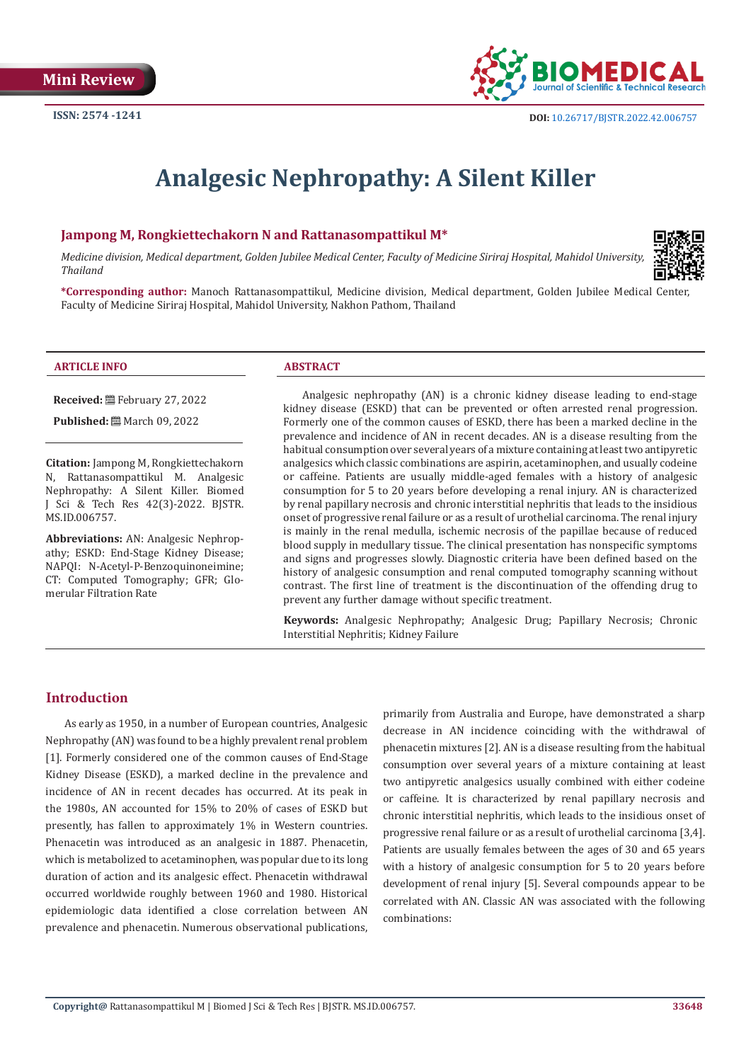Mini Review

ISSN: 2574 -1241

DOI: 10.26717/BJSTR.2022.42.006757

# Analgesic Nephropathy: A Silent Killer

**Jampong M, Rongkiettechakorn N and Rattanasompattikul M\***

*Medicine division, Medical department, Golden Jubilee Medical Center, Faculty of Medicine Siriraj Hospital, Mahidol University, Thailand*

**\*Corresponding author:** Manoch Rattanasompattikul, Medicine division, Medical department, Golden Jubilee Medical Center, Faculty of Medicine Siriraj Hospital, Mahidol University, Nakhon Pathom, Thailand

**ARTICLE INFO**

**Received:** February 27, 2022

**Published:** March 09, 2022

**Citation:** Jampong M, Rongkiettechakorn N, Rattanasompattikul M. Analgesic Nephropathy: A Silent Killer. Biomed J Sci & Tech Res 42(3)-2022. BJSTR. MS.ID.006757.

**Abbreviations:** AN: Analgesic Nephropathy; ESKD: End-Stage Kidney Disease; NAPQI: N-Acetyl-P-Benzoquinoneimine; CT: Computed Tomography; GFR: Glomerular Filtration Rate

**ABSTRACT**

Analgesic nephropathy (AN) is a chronic kidney disease leading to end-stage kidney disease (ESKD) that can be prevented or often arrested renal progression. Formerly one of the common causes of ESKD, there has been a marked decline in the prevalence and incidence of AN in recent decades. AN is a disease resulting from the habitual consumption over several years of a mixture containing at least two antipyretic analgesics which classic combinations are aspirin, acetaminophen, and usually codeine or caffeine. Patients are usually middle-aged females with a history of analgesic consumption for 5 to 20 years before developing a renal injury. AN is characterized by renal papillary necrosis and chronic interstitial nephritis that leads to the insidious onset of progressive renal failure or as a result of urothelial carcinoma. The renal injury is mainly in the renal medulla, ischemic necrosis of the papillae because of reduced blood supply in medullary tissue. The clinical presentation has nonspecific symptoms and signs and progresses slowly. Diagnostic criteria have been defined based on the history of analgesic consumption and renal computed tomography scanning without contrast. The first line of treatment is the discontinuation of the offending drug to prevent any further damage without specific treatment.

**Keywords:** Analgesic Nephropathy; Analgesic Drug; Papillary Necrosis; Chronic Interstitial Nephritis; Kidney Failure

## Introduction

As early as 1950, in a number of European countries, Analgesic Nephropathy (AN) was found to be a highly prevalent renal problem [1]. Formerly considered one of the common causes of End-Stage Kidney Disease (ESKD), a marked decline in the prevalence and incidence of AN in recent decades has occurred. At its peak in the 1980s, AN accounted for 15% to 20% of cases of ESKD but presently, has fallen to approximately 1% in Western countries. Phenacetin was introduced as an analgesic in 1887. Phenacetin, which is metabolized to acetaminophen, was popular due to its long duration of action and its analgesic effect. Phenacetin withdrawal occurred worldwide roughly between 1960 and 1980. Historical epidemiologic data identified a close correlation between AN prevalence and phenacetin. Numerous observational publications, primarily from Australia and Europe, have demonstrated a sharp decrease in AN incidence coinciding with the withdrawal of phenacetin mixtures [2]. AN is a disease resulting from the habitual consumption over several years of a mixture containing at least two antipyretic analgesics usually combined with either codeine or caffeine. It is characterized by renal papillary necrosis and chronic interstitial nephritis, which leads to the insidious onset of progressive renal failure or as a result of urothelial carcinoma [3,4]. Patients are usually females between the ages of 30 and 65 years with a history of analgesic consumption for 5 to 20 years before development of renal injury [5]. Several compounds appear to be correlated with AN. Classic AN was associated with the following combinations: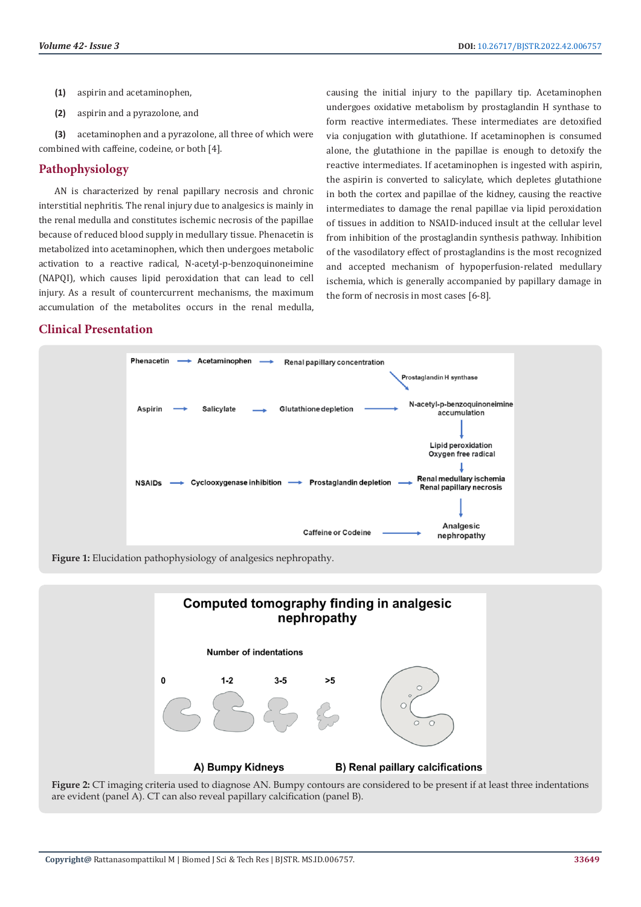**(1)** aspirin and acetaminophen,

**(2)** aspirin and a pyrazolone, and

**(3)** acetaminophen and a pyrazolone, all three of which were combined with caffeine, codeine, or both [4].

## Pathophysiology

AN is characterized by renal papillary necrosis and chronic interstitial nephritis. The renal injury due to analgesics is mainly in the renal medulla and constitutes ischemic necrosis of the papillae because of reduced blood supply in medullary tissue. Phenacetin is metabolized into acetaminophen, which then undergoes metabolic activation to a reactive radical, N-acetyl-p-benzoquinoneimine (NAPQI), which causes lipid peroxidation that can lead to cell injury. As a result of countercurrent mechanisms, the maximum accumulation of the metabolites occurs in the renal medulla, causing the initial injury to the papillary tip. Acetaminophen undergoes oxidative metabolism by prostaglandin H synthase to form reactive intermediates. These intermediates are detoxified via conjugation with glutathione. If acetaminophen is consumed alone, the glutathione in the papillae is enough to detoxify the reactive intermediates. If acetaminophen is ingested with aspirin, the aspirin is converted to salicylate, which depletes glutathione in both the cortex and papillae of the kidney, causing the reactive intermediates to damage the renal papillae via lipid peroxidation of tissues in addition to NSAID-induced insult at the cellular level from inhibition of the prostaglandin synthesis pathway. Inhibition of the vasodilatory effect of prostaglandins is the most recognized and accepted mechanism of hypoperfusion-related medullary ischemia, which is generally accompanied by papillary damage in the form of necrosis in most cases [6-8].

## Clinical Presentation

Phenacetin → Acetaminophen → Renal papillary concentration → (Prostaglandin H synthase) → N-acetyl-p-benzoquinoneimine accumulation

Aspirin → Salicylate → Glutathione depletion → N-acetyl-p-benzoquinoneimine accumulation

N-acetyl-p-benzoquinoneimine accumulation → Lipid peroxidation, Oxygen free radical → Renal medullary ischemia, Renal papillary necrosis

NSAIDs → Cyclooxygenase inhibition → Prostaglandin depletion → Renal medullary ischemia, Renal papillary necrosis

Renal medullary ischemia, Renal papillary necrosis → Analgesic nephropathy

Caffeine or Codeine → Analgesic nephropathy

**Figure 1:** Elucidation pathophysiology of analgesics nephropathy.

**Figure 2:** CT imaging criteria used to diagnose AN. Bumpy contours are considered to be present if at least three indentations are evident (panel A). CT can also reveal papillary calcification (panel B).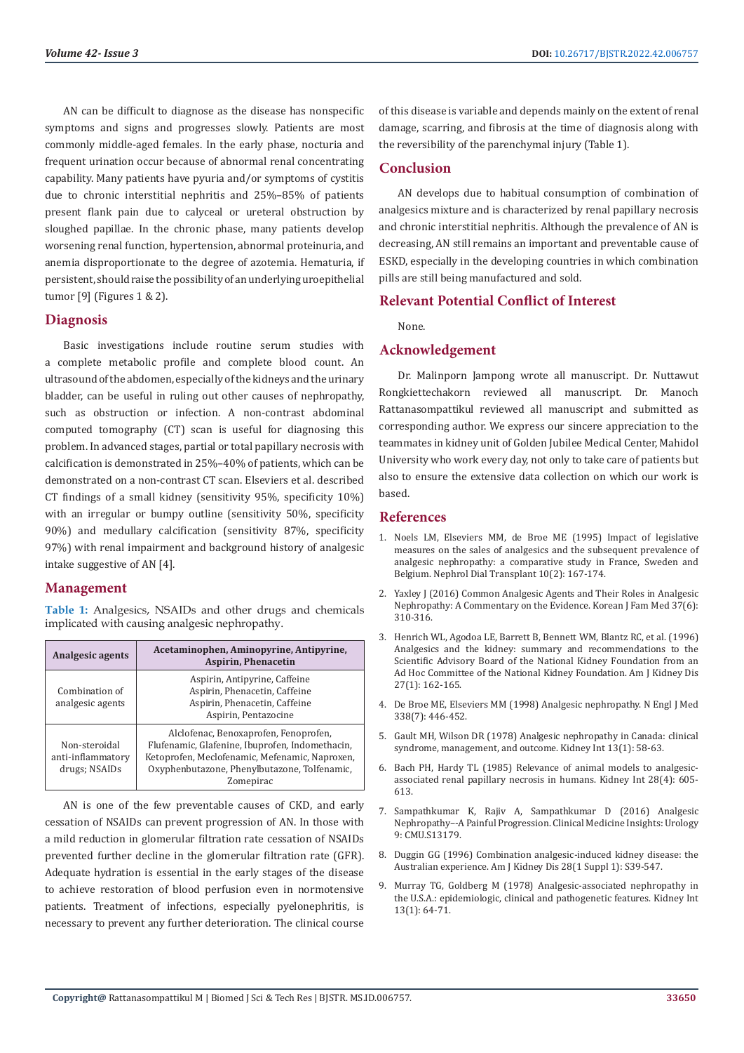AN can be difficult to diagnose as the disease has nonspecific symptoms and signs and progresses slowly. Patients are most commonly middle-aged females. In the early phase, nocturia and frequent urination occur because of abnormal renal concentrating capability. Many patients have pyuria and/or symptoms of cystitis due to chronic interstitial nephritis and 25%–85% of patients present flank pain due to calyceal or ureteral obstruction by sloughed papillae. In the chronic phase, many patients develop worsening renal function, hypertension, abnormal proteinuria, and anemia disproportionate to the degree of azotemia. Hematuria, if persistent, should raise the possibility of an underlying uroepithelial tumor [9] (Figures 1 & 2).

## Diagnosis

Basic investigations include routine serum studies with a complete metabolic profile and complete blood count. An ultrasound of the abdomen, especially of the kidneys and the urinary bladder, can be useful in ruling out other causes of nephropathy, such as obstruction or infection. A non-contrast abdominal computed tomography (CT) scan is useful for diagnosing this problem. In advanced stages, partial or total papillary necrosis with calcification is demonstrated in 25%–40% of patients, which can be demonstrated on a non-contrast CT scan. Elseviers et al. described CT findings of a small kidney (sensitivity 95%, specificity 10%) with an irregular or bumpy outline (sensitivity 50%, specificity 90%) and medullary calcification (sensitivity 87%, specificity 97%) with renal impairment and background history of analgesic intake suggestive of AN [4].

## Management

**Table 1:** Analgesics, NSAIDs and other drugs and chemicals implicated with causing analgesic nephropathy.

| Analgesic agents | Acetaminophen, Aminopyrine, Antipyrine, Aspirin, Phenacetin |
|---|---|
| Combination of analgesic agents | Aspirin, Antipyrine, Caffeine<br>Aspirin, Phenacetin, Caffeine<br>Aspirin, Phenacetin, Caffeine<br>Aspirin, Pentazocine |
| Non-steroidal anti-inflammatory drugs; NSAIDs | Alclofenac, Benoxaprofen, Fenoprofen, Flufenamic, Glafenine, Ibuprofen, Indomethacin, Ketoprofen, Meclofenamic, Mefenamic, Naproxen, Oxyphenbutazone, Phenylbutazone, Tolfenamic, Zomepirac |

AN is one of the few preventable causes of CKD, and early cessation of NSAIDs can prevent progression of AN. In those with a mild reduction in glomerular filtration rate cessation of NSAIDs prevented further decline in the glomerular filtration rate (GFR). Adequate hydration is essential in the early stages of the disease to achieve restoration of blood perfusion even in normotensive patients. Treatment of infections, especially pyelonephritis, is necessary to prevent any further deterioration. The clinical course of this disease is variable and depends mainly on the extent of renal damage, scarring, and fibrosis at the time of diagnosis along with the reversibility of the parenchymal injury (Table 1).

## Conclusion

AN develops due to habitual consumption of combination of analgesics mixture and is characterized by renal papillary necrosis and chronic interstitial nephritis. Although the prevalence of AN is decreasing, AN still remains an important and preventable cause of ESKD, especially in the developing countries in which combination pills are still being manufactured and sold.

## Relevant Potential Conflict of Interest

None.

## Acknowledgement

Dr. Malinporn Jampong wrote all manuscript. Dr. Nuttawut Rongkiettechakorn reviewed all manuscript. Dr. Manoch Rattanasompattikul reviewed all manuscript and submitted as corresponding author. We express our sincere appreciation to the teammates in kidney unit of Golden Jubilee Medical Center, Mahidol University who work every day, not only to take care of patients but also to ensure the extensive data collection on which our work is based.

## References

1. Noels LM, Elseviers MM, de Broe ME (1995) Impact of legislative measures on the sales of analgesics and the subsequent prevalence of analgesic nephropathy: a comparative study in France, Sweden and Belgium. Nephrol Dial Transplant 10(2): 167-174.
2. Yaxley J (2016) Common Analgesic Agents and Their Roles in Analgesic Nephropathy: A Commentary on the Evidence. Korean J Fam Med 37(6): 310-316.
3. Henrich WL, Agodoa LE, Barrett B, Bennett WM, Blantz RC, et al. (1996) Analgesics and the kidney: summary and recommendations to the Scientific Advisory Board of the National Kidney Foundation from an Ad Hoc Committee of the National Kidney Foundation. Am J Kidney Dis 27(1): 162-165.
4. De Broe ME, Elseviers MM (1998) Analgesic nephropathy. N Engl J Med 338(7): 446-452.
5. Gault MH, Wilson DR (1978) Analgesic nephropathy in Canada: clinical syndrome, management, and outcome. Kidney Int 13(1): 58-63.
6. Bach PH, Hardy TL (1985) Relevance of animal models to analgesic-associated renal papillary necrosis in humans. Kidney Int 28(4): 605-613.
7. Sampathkumar K, Rajiv A, Sampathkumar D (2016) Analgesic Nephropathy--A Painful Progression. Clinical Medicine Insights: Urology 9: CMU.S13179.
8. Duggin GG (1996) Combination analgesic-induced kidney disease: the Australian experience. Am J Kidney Dis 28(1 Suppl 1): S39-S47.
9. Murray TG, Goldberg M (1978) Analgesic-associated nephropathy in the U.S.A.: epidemiologic, clinical and pathogenetic features. Kidney Int 13(1): 64-71.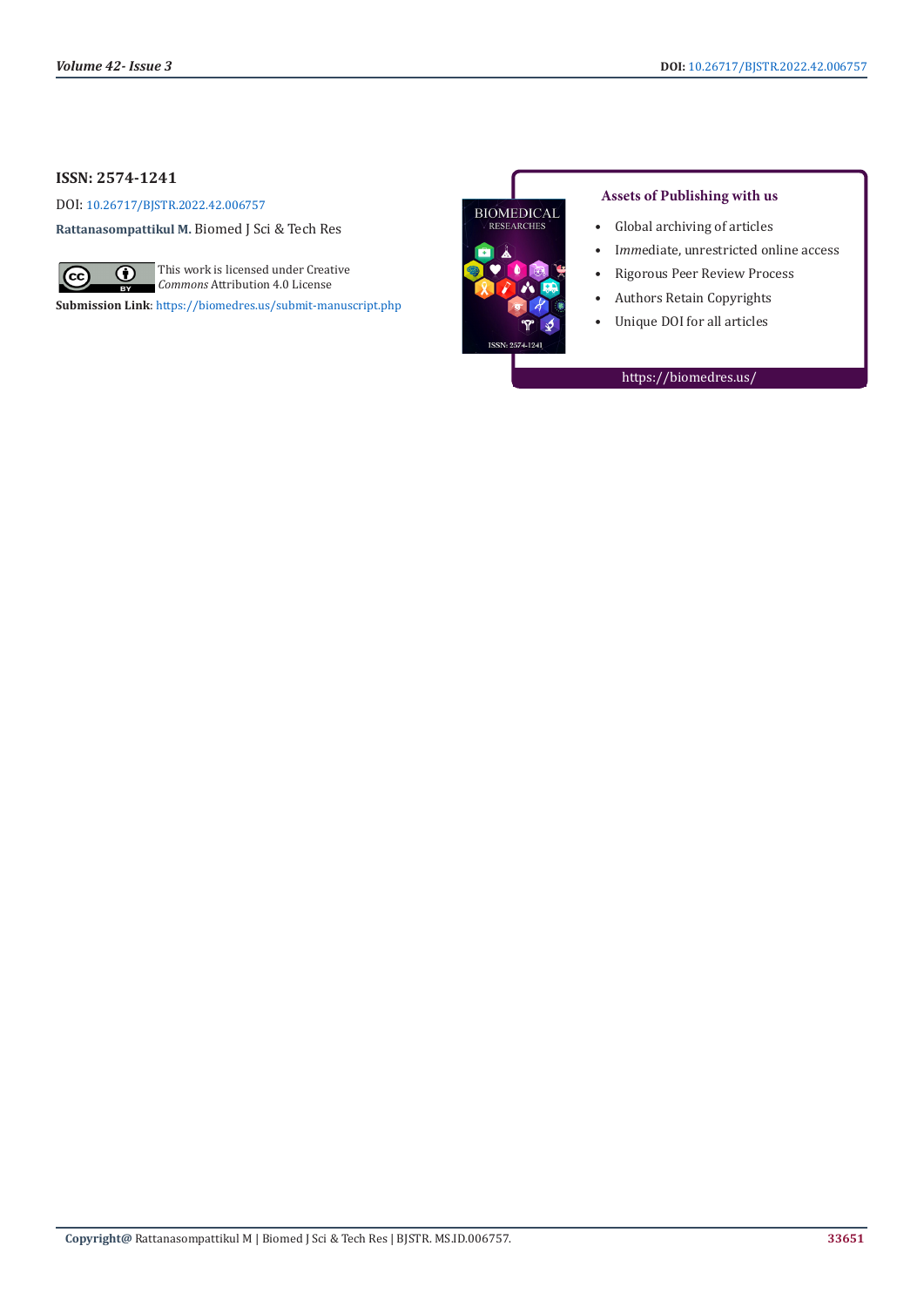**ISSN: 2574-1241**

DOI: 10.26717/BJSTR.2022.42.006757

**Rattanasompattikul M.** Biomed J Sci & Tech Res

This work is licensed under Creative *Commons* Attribution 4.0 License

**Submission Link**: https://biomedres.us/submit-manuscript.php

### Assets of Publishing with us

- Global archiving of articles
- Immediate, unrestricted online access
- Rigorous Peer Review Process
- Authors Retain Copyrights
- Unique DOI for all articles

https://biomedres.us/